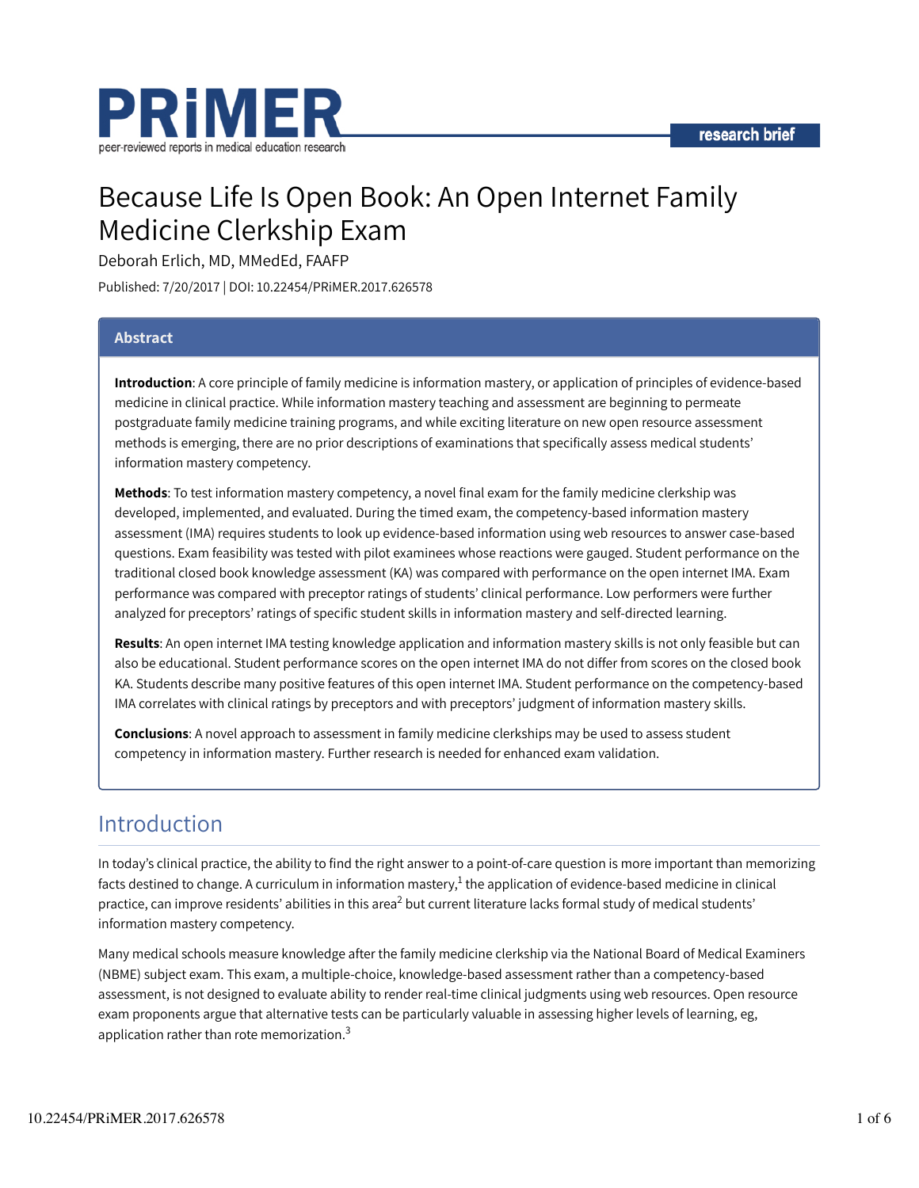PRiMER

peer-reviewed reports in medical education research

research brief

# Because Life Is Open Book: An Open Internet Family Medicine Clerkship Exam

Deborah Erlich, MD, MMedEd, FAAFP

Published: 7/20/2017 | DOI: 10.22454/PRiMER.2017.626578

## Abstract

**Introduction**: A core principle of family medicine is information mastery, or application of principles of evidence-based medicine in clinical practice. While information mastery teaching and assessment are beginning to permeate postgraduate family medicine training programs, and while exciting literature on new open resource assessment methods is emerging, there are no prior descriptions of examinations that specifically assess medical students' information mastery competency.

**Methods**: To test information mastery competency, a novel final exam for the family medicine clerkship was developed, implemented, and evaluated. During the timed exam, the competency-based information mastery assessment (IMA) requires students to look up evidence-based information using web resources to answer case-based questions. Exam feasibility was tested with pilot examinees whose reactions were gauged. Student performance on the traditional closed book knowledge assessment (KA) was compared with performance on the open internet IMA. Exam performance was compared with preceptor ratings of students' clinical performance. Low performers were further analyzed for preceptors' ratings of specific student skills in information mastery and self-directed learning.

**Results**: An open internet IMA testing knowledge application and information mastery skills is not only feasible but can also be educational. Student performance scores on the open internet IMA do not differ from scores on the closed book KA. Students describe many positive features of this open internet IMA. Student performance on the competency-based IMA correlates with clinical ratings by preceptors and with preceptors' judgment of information mastery skills.

**Conclusions**: A novel approach to assessment in family medicine clerkships may be used to assess student competency in information mastery. Further research is needed for enhanced exam validation.

## Introduction

In today's clinical practice, the ability to find the right answer to a point-of-care question is more important than memorizing facts destined to change. A curriculum in information mastery,[1] the application of evidence-based medicine in clinical practice, can improve residents' abilities in this area[2] but current literature lacks formal study of medical students' information mastery competency.

Many medical schools measure knowledge after the family medicine clerkship via the National Board of Medical Examiners (NBME) subject exam. This exam, a multiple-choice, knowledge-based assessment rather than a competency-based assessment, is not designed to evaluate ability to render real-time clinical judgments using web resources. Open resource exam proponents argue that alternative tests can be particularly valuable in assessing higher levels of learning, eg, application rather than rote memorization.[3]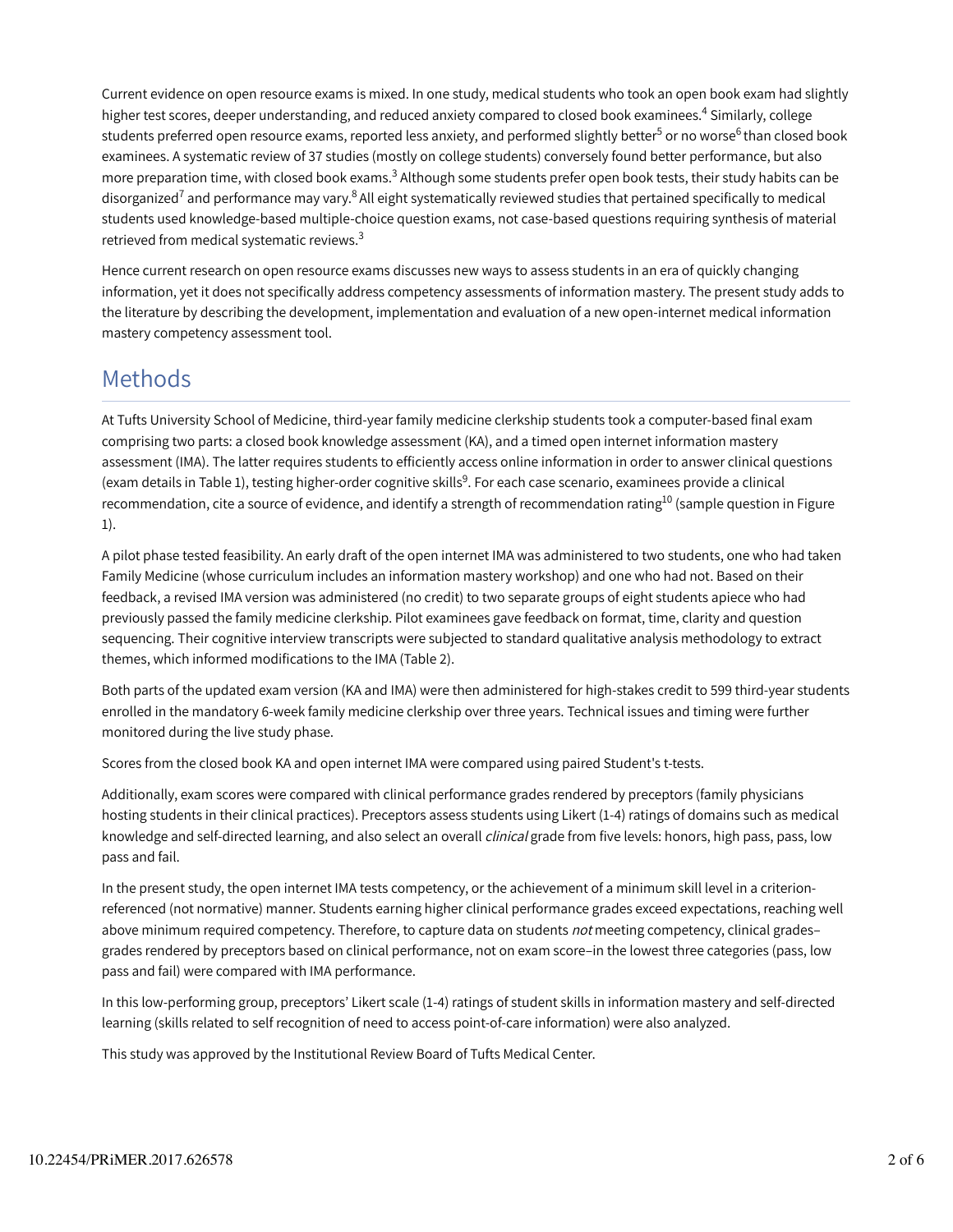Current evidence on open resource exams is mixed. In one study, medical students who took an open book exam had slightly higher test scores, deeper understanding, and reduced anxiety compared to closed book examinees.[4] Similarly, college students preferred open resource exams, reported less anxiety, and performed slightly better[5] or no worse[6] than closed book examinees. A systematic review of 37 studies (mostly on college students) conversely found better performance, but also more preparation time, with closed book exams.[3] Although some students prefer open book tests, their study habits can be disorganized[7] and performance may vary.[8] All eight systematically reviewed studies that pertained specifically to medical students used knowledge-based multiple-choice question exams, not case-based questions requiring synthesis of material retrieved from medical systematic reviews.[3]

Hence current research on open resource exams discusses new ways to assess students in an era of quickly changing information, yet it does not specifically address competency assessments of information mastery. The present study adds to the literature by describing the development, implementation and evaluation of a new open-internet medical information mastery competency assessment tool.

## Methods

At Tufts University School of Medicine, third-year family medicine clerkship students took a computer-based final exam comprising two parts: a closed book knowledge assessment (KA), and a timed open internet information mastery assessment (IMA). The latter requires students to efficiently access online information in order to answer clinical questions (exam details in Table 1), testing higher-order cognitive skills[9]. For each case scenario, examinees provide a clinical recommendation, cite a source of evidence, and identify a strength of recommendation rating[10] (sample question in Figure 1).

A pilot phase tested feasibility. An early draft of the open internet IMA was administered to two students, one who had taken Family Medicine (whose curriculum includes an information mastery workshop) and one who had not. Based on their feedback, a revised IMA version was administered (no credit) to two separate groups of eight students apiece who had previously passed the family medicine clerkship. Pilot examinees gave feedback on format, time, clarity and question sequencing. Their cognitive interview transcripts were subjected to standard qualitative analysis methodology to extract themes, which informed modifications to the IMA (Table 2).

Both parts of the updated exam version (KA and IMA) were then administered for high-stakes credit to 599 third-year students enrolled in the mandatory 6-week family medicine clerkship over three years. Technical issues and timing were further monitored during the live study phase.

Scores from the closed book KA and open internet IMA were compared using paired Student's t-tests.

Additionally, exam scores were compared with clinical performance grades rendered by preceptors (family physicians hosting students in their clinical practices). Preceptors assess students using Likert (1-4) ratings of domains such as medical knowledge and self-directed learning, and also select an overall *clinical* grade from five levels: honors, high pass, pass, low pass and fail.

In the present study, the open internet IMA tests competency, or the achievement of a minimum skill level in a criterion-referenced (not normative) manner. Students earning higher clinical performance grades exceed expectations, reaching well above minimum required competency. Therefore, to capture data on students *not* meeting competency, clinical grades–grades rendered by preceptors based on clinical performance, not on exam score–in the lowest three categories (pass, low pass and fail) were compared with IMA performance.

In this low-performing group, preceptors' Likert scale (1-4) ratings of student skills in information mastery and self-directed learning (skills related to self recognition of need to access point-of-care information) were also analyzed.

This study was approved by the Institutional Review Board of Tufts Medical Center.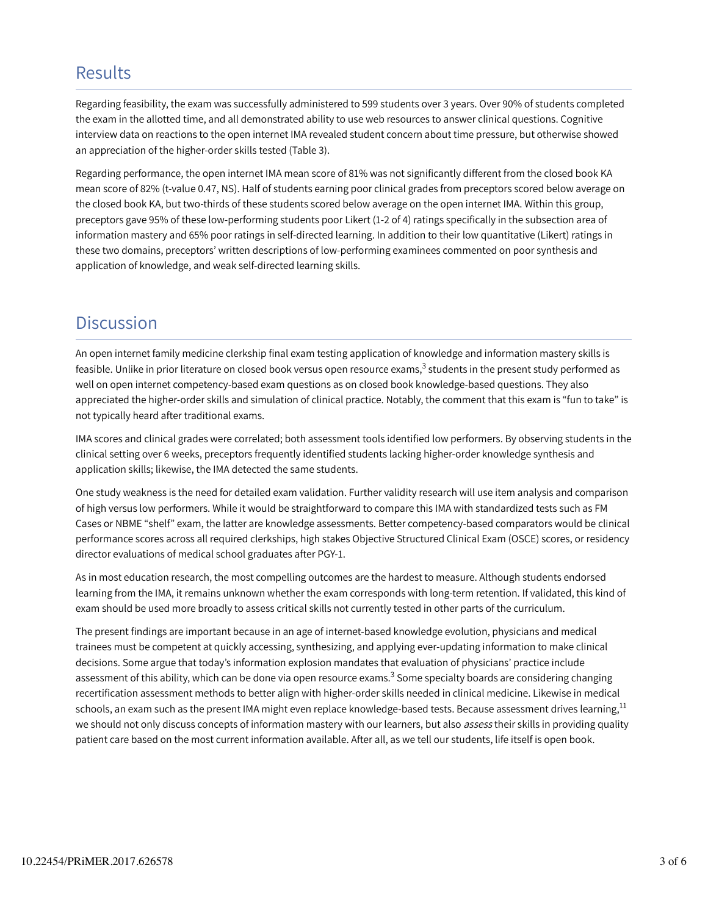## Results

Regarding feasibility, the exam was successfully administered to 599 students over 3 years. Over 90% of students completed the exam in the allotted time, and all demonstrated ability to use web resources to answer clinical questions. Cognitive interview data on reactions to the open internet IMA revealed student concern about time pressure, but otherwise showed an appreciation of the higher-order skills tested (Table 3).

Regarding performance, the open internet IMA mean score of 81% was not significantly different from the closed book KA mean score of 82% (t-value 0.47, NS). Half of students earning poor clinical grades from preceptors scored below average on the closed book KA, but two-thirds of these students scored below average on the open internet IMA. Within this group, preceptors gave 95% of these low-performing students poor Likert (1-2 of 4) ratings specifically in the subsection area of information mastery and 65% poor ratings in self-directed learning. In addition to their low quantitative (Likert) ratings in these two domains, preceptors' written descriptions of low-performing examinees commented on poor synthesis and application of knowledge, and weak self-directed learning skills.

## Discussion

An open internet family medicine clerkship final exam testing application of knowledge and information mastery skills is feasible. Unlike in prior literature on closed book versus open resource exams,[3] students in the present study performed as well on open internet competency-based exam questions as on closed book knowledge-based questions. They also appreciated the higher-order skills and simulation of clinical practice. Notably, the comment that this exam is "fun to take" is not typically heard after traditional exams.

IMA scores and clinical grades were correlated; both assessment tools identified low performers. By observing students in the clinical setting over 6 weeks, preceptors frequently identified students lacking higher-order knowledge synthesis and application skills; likewise, the IMA detected the same students.

One study weakness is the need for detailed exam validation. Further validity research will use item analysis and comparison of high versus low performers. While it would be straightforward to compare this IMA with standardized tests such as FM Cases or NBME "shelf" exam, the latter are knowledge assessments. Better competency-based comparators would be clinical performance scores across all required clerkships, high stakes Objective Structured Clinical Exam (OSCE) scores, or residency director evaluations of medical school graduates after PGY-1.

As in most education research, the most compelling outcomes are the hardest to measure. Although students endorsed learning from the IMA, it remains unknown whether the exam corresponds with long-term retention. If validated, this kind of exam should be used more broadly to assess critical skills not currently tested in other parts of the curriculum.

The present findings are important because in an age of internet-based knowledge evolution, physicians and medical trainees must be competent at quickly accessing, synthesizing, and applying ever-updating information to make clinical decisions. Some argue that today's information explosion mandates that evaluation of physicians' practice include assessment of this ability, which can be done via open resource exams.[3] Some specialty boards are considering changing recertification assessment methods to better align with higher-order skills needed in clinical medicine. Likewise in medical schools, an exam such as the present IMA might even replace knowledge-based tests. Because assessment drives learning,[11] we should not only discuss concepts of information mastery with our learners, but also *assess* their skills in providing quality patient care based on the most current information available. After all, as we tell our students, life itself is open book.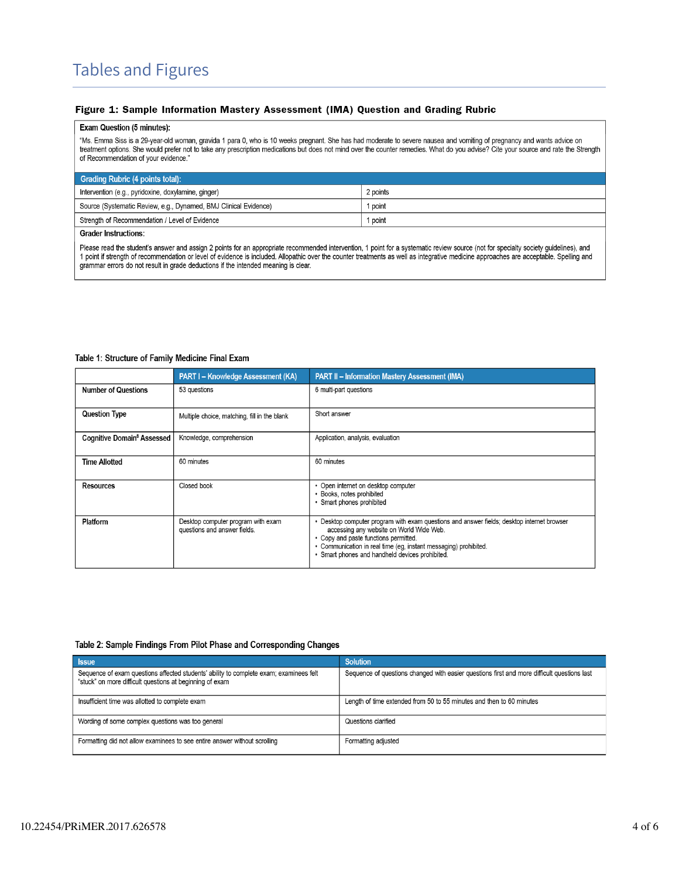# Tables and Figures

### Figure 1: Sample Information Mastery Assessment (IMA) Question and Grading Rubric

**Exam Question (5 minutes):**

"Ms. Emma Siss is a 29-year-old woman, gravida 1 para 0, who is 10 weeks pregnant. She has had moderate to severe nausea and vomiting of pregnancy and wants advice on treatment options. She would prefer not to take any prescription medications but does not mind over the counter remedies. What do you advise? Cite your source and rate the Strength of Recommendation of your evidence."

| Grading Rubric (4 points total): | |
|---|---|
| Intervention (e.g., pyridoxine, doxylamine, ginger) | 2 points |
| Source (Systematic Review, e.g., Dynamed, BMJ Clinical Evidence) | 1 point |
| Strength of Recommendation / Level of Evidence | 1 point |

**Grader Instructions:**

Please read the student's answer and assign 2 points for an appropriate recommended intervention, 1 point for a systematic review source (not for specialty society guidelines), and 1 point if strength of recommendation or level of evidence is included. Allopathic over the counter treatments as well as integrative medicine approaches are acceptable. Spelling and grammar errors do not result in grade deductions if the intended meaning is clear.

Table 1: Structure of Family Medicine Final Exam

| | PART I – Knowledge Assessment (KA) | PART II – Information Mastery Assessment (IMA) |
|---|---|---|
| **Number of Questions** | 53 questions | 6 multi-part questions |
| **Question Type** | Multiple choice, matching, fill in the blank | Short answer |
| **Cognitive Domain[6] Assessed** | Knowledge, comprehension | Application, analysis, evaluation |
| **Time Allotted** | 60 minutes | 60 minutes |
| **Resources** | Closed book | • Open internet on desktop computer<br>• Books, notes prohibited<br>• Smart phones prohibited |
| **Platform** | Desktop computer program with exam questions and answer fields. | • Desktop computer program with exam questions and answer fields; desktop internet browser accessing any website on World Wide Web.<br>• Copy and paste functions permitted.<br>• Communication in real time (eg, instant messaging) prohibited.<br>• Smart phones and handheld devices prohibited. |

Table 2: Sample Findings From Pilot Phase and Corresponding Changes

| Issue | Solution |
|---|---|
| Sequence of exam questions affected students' ability to complete exam; examinees felt "stuck" on more difficult questions at beginning of exam | Sequence of questions changed with easier questions first and more difficult questions last |
| Insufficient time was allotted to complete exam | Length of time extended from 50 to 55 minutes and then to 60 minutes |
| Wording of some complex questions was too general | Questions clarified |
| Formatting did not allow examinees to see entire answer without scrolling | Formatting adjusted |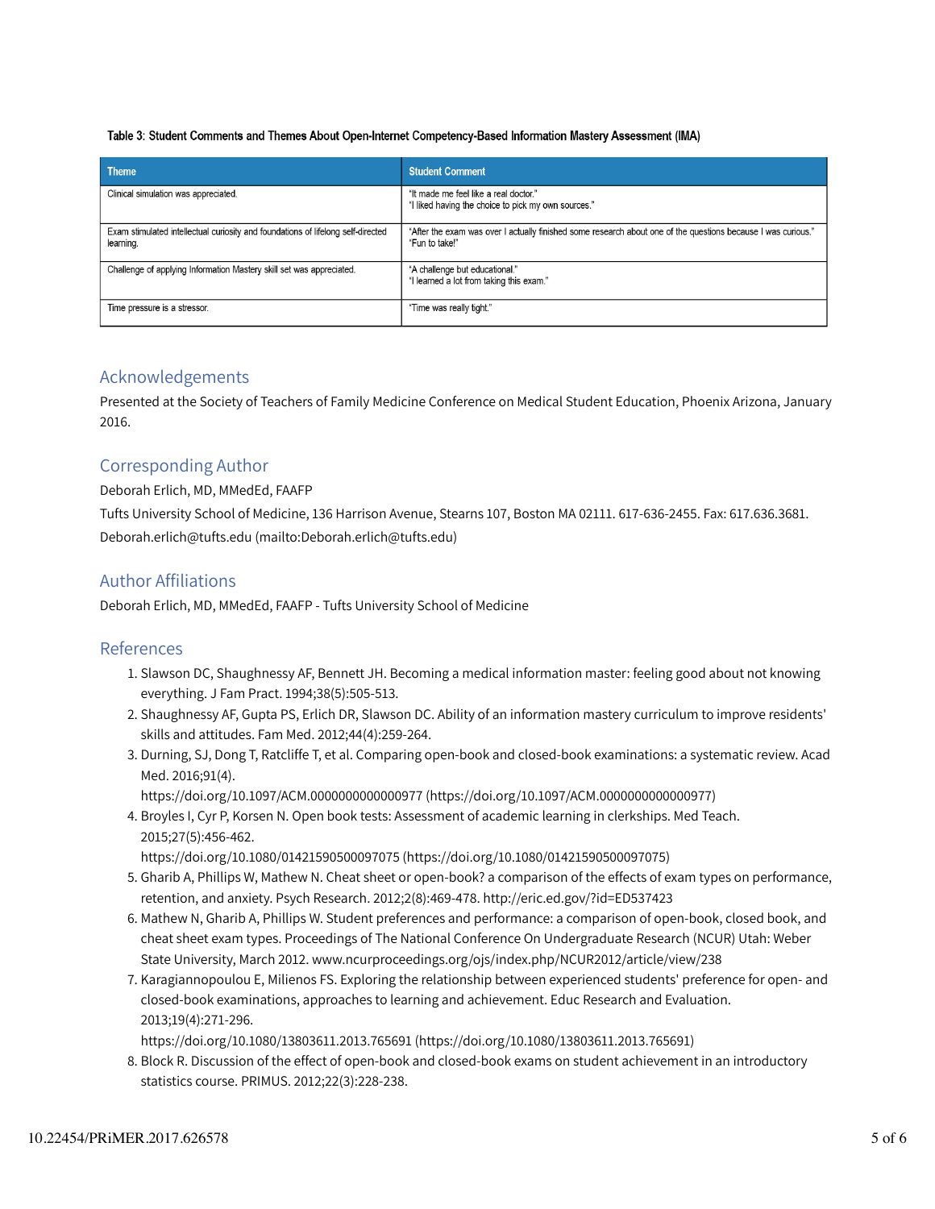Table 3: Student Comments and Themes About Open-Internet Competency-Based Information Mastery Assessment (IMA)

| Theme | Student Comment |
| --- | --- |
| Clinical simulation was appreciated. | "It made me feel like a real doctor."<br>"I liked having the choice to pick my own sources." |
| Exam stimulated intellectual curiosity and foundations of lifelong self-directed learning. | "After the exam was over I actually finished some research about one of the questions because I was curious."<br>"Fun to take!" |
| Challenge of applying Information Mastery skill set was appreciated. | "A challenge but educational."<br>"I learned a lot from taking this exam." |
| Time pressure is a stressor. | "Time was really tight." |

## Acknowledgements

Presented at the Society of Teachers of Family Medicine Conference on Medical Student Education, Phoenix Arizona, January 2016.

## Corresponding Author

Deborah Erlich, MD, MMedEd, FAAFP

Tufts University School of Medicine, 136 Harrison Avenue, Stearns 107, Boston MA 02111. 617-636-2455. Fax: 617.636.3681. Deborah.erlich@tufts.edu (mailto:Deborah.erlich@tufts.edu)

## Author Affiliations

Deborah Erlich, MD, MMedEd, FAAFP - Tufts University School of Medicine

## References

1. Slawson DC, Shaughnessy AF, Bennett JH. Becoming a medical information master: feeling good about not knowing everything. J Fam Pract. 1994;38(5):505-513.
2. Shaughnessy AF, Gupta PS, Erlich DR, Slawson DC. Ability of an information mastery curriculum to improve residents' skills and attitudes. Fam Med. 2012;44(4):259-264.
3. Durning, SJ, Dong T, Ratcliffe T, et al. Comparing open-book and closed-book examinations: a systematic review. Acad Med. 2016;91(4). https://doi.org/10.1097/ACM.0000000000000977 (https://doi.org/10.1097/ACM.0000000000000977)
4. Broyles I, Cyr P, Korsen N. Open book tests: Assessment of academic learning in clerkships. Med Teach. 2015;27(5):456-462. https://doi.org/10.1080/01421590500097075 (https://doi.org/10.1080/01421590500097075)
5. Gharib A, Phillips W, Mathew N. Cheat sheet or open-book? a comparison of the effects of exam types on performance, retention, and anxiety. Psych Research. 2012;2(8):469-478. http://eric.ed.gov/?id=ED537423
6. Mathew N, Gharib A, Phillips W. Student preferences and performance: a comparison of open-book, closed book, and cheat sheet exam types. Proceedings of The National Conference On Undergraduate Research (NCUR) Utah: Weber State University, March 2012. www.ncurproceedings.org/ojs/index.php/NCUR2012/article/view/238
7. Karagiannopoulou E, Milienos FS. Exploring the relationship between experienced students' preference for open- and closed-book examinations, approaches to learning and achievement. Educ Research and Evaluation. 2013;19(4):271-296. https://doi.org/10.1080/13803611.2013.765691 (https://doi.org/10.1080/13803611.2013.765691)
8. Block R. Discussion of the effect of open-book and closed-book exams on student achievement in an introductory statistics course. PRIMUS. 2012;22(3):228-238.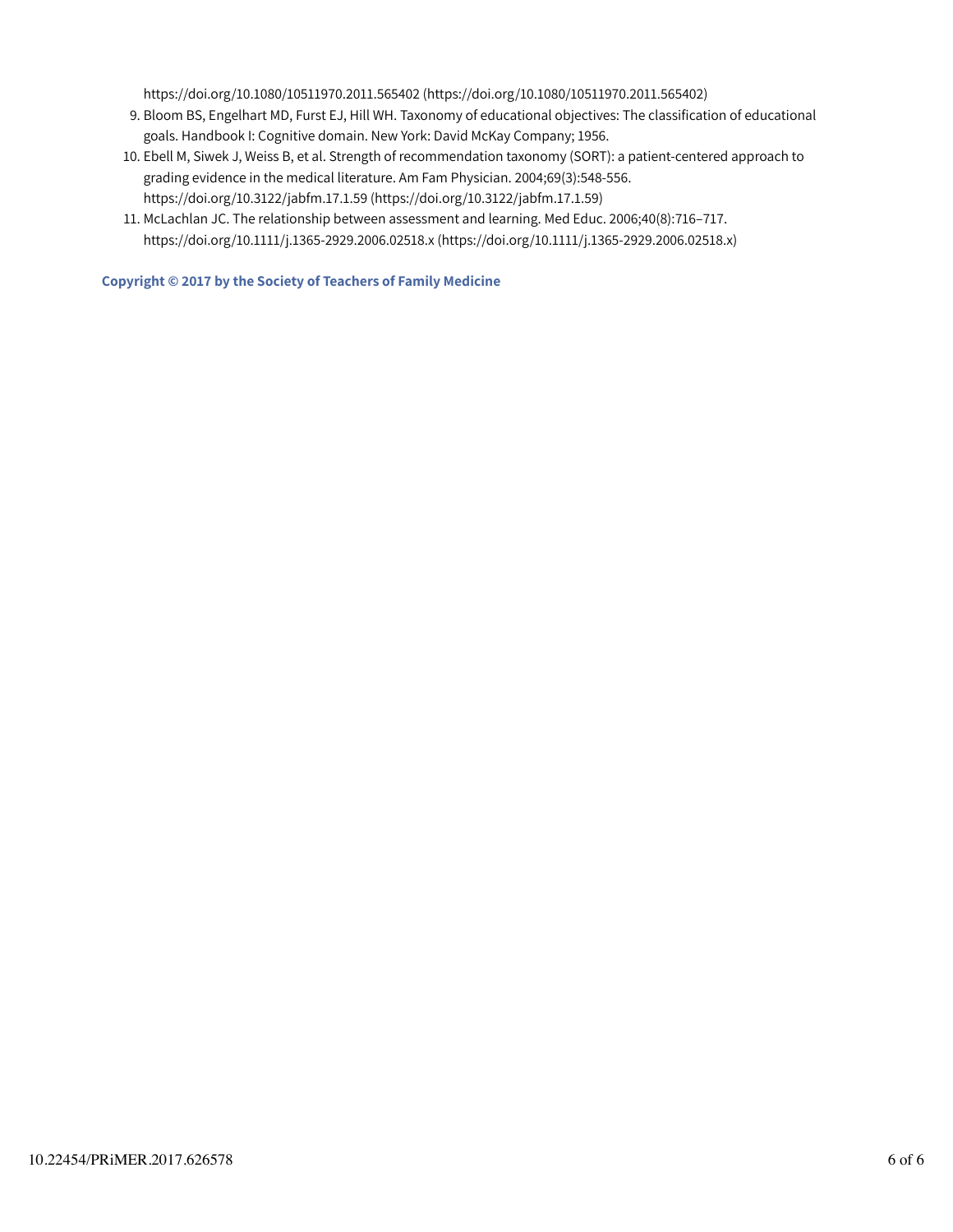https://doi.org/10.1080/10511970.2011.565402 (https://doi.org/10.1080/10511970.2011.565402)

9. Bloom BS, Engelhart MD, Furst EJ, Hill WH. Taxonomy of educational objectives: The classification of educational goals. Handbook I: Cognitive domain. New York: David McKay Company; 1956.
10. Ebell M, Siwek J, Weiss B, et al. Strength of recommendation taxonomy (SORT): a patient-centered approach to grading evidence in the medical literature. Am Fam Physician. 2004;69(3):548-556. https://doi.org/10.3122/jabfm.17.1.59 (https://doi.org/10.3122/jabfm.17.1.59)
11. McLachlan JC. The relationship between assessment and learning. Med Educ. 2006;40(8):716–717. https://doi.org/10.1111/j.1365-2929.2006.02518.x (https://doi.org/10.1111/j.1365-2929.2006.02518.x)

**Copyright © 2017 by the Society of Teachers of Family Medicine**